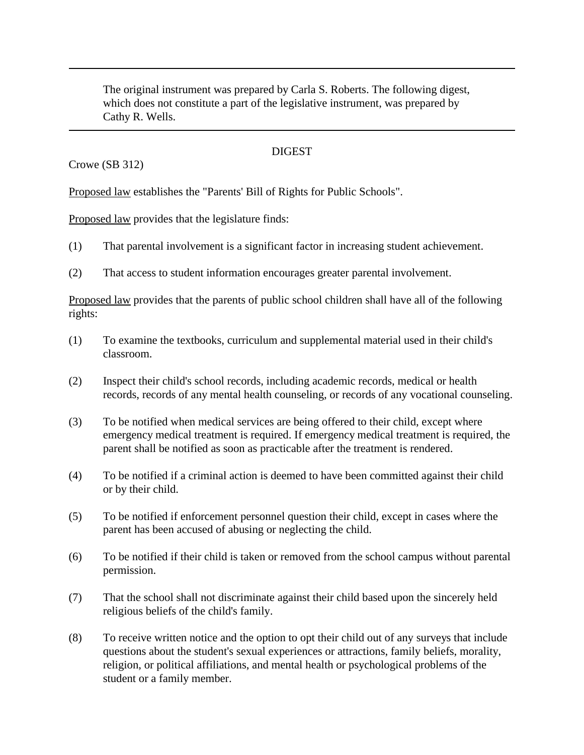---

The original instrument was prepared by Carla S. Roberts. The following digest, which does not constitute a part of the legislative instrument, was prepared by Cathy R. Wells.

---

DIGEST

Crowe (SB 312)

Proposed law establishes the "Parents' Bill of Rights for Public Schools".

Proposed law provides that the legislature finds:

(1) That parental involvement is a significant factor in increasing student achievement.

(2) That access to student information encourages greater parental involvement.

Proposed law provides that the parents of public school children shall have all of the following rights:

(1) To examine the textbooks, curriculum and supplemental material used in their child's classroom.

(2) Inspect their child's school records, including academic records, medical or health records, records of any mental health counseling, or records of any vocational counseling.

(3) To be notified when medical services are being offered to their child, except where emergency medical treatment is required. If emergency medical treatment is required, the parent shall be notified as soon as practicable after the treatment is rendered.

(4) To be notified if a criminal action is deemed to have been committed against their child or by their child.

(5) To be notified if enforcement personnel question their child, except in cases where the parent has been accused of abusing or neglecting the child.

(6) To be notified if their child is taken or removed from the school campus without parental permission.

(7) That the school shall not discriminate against their child based upon the sincerely held religious beliefs of the child's family.

(8) To receive written notice and the option to opt their child out of any surveys that include questions about the student's sexual experiences or attractions, family beliefs, morality, religion, or political affiliations, and mental health or psychological problems of the student or a family member.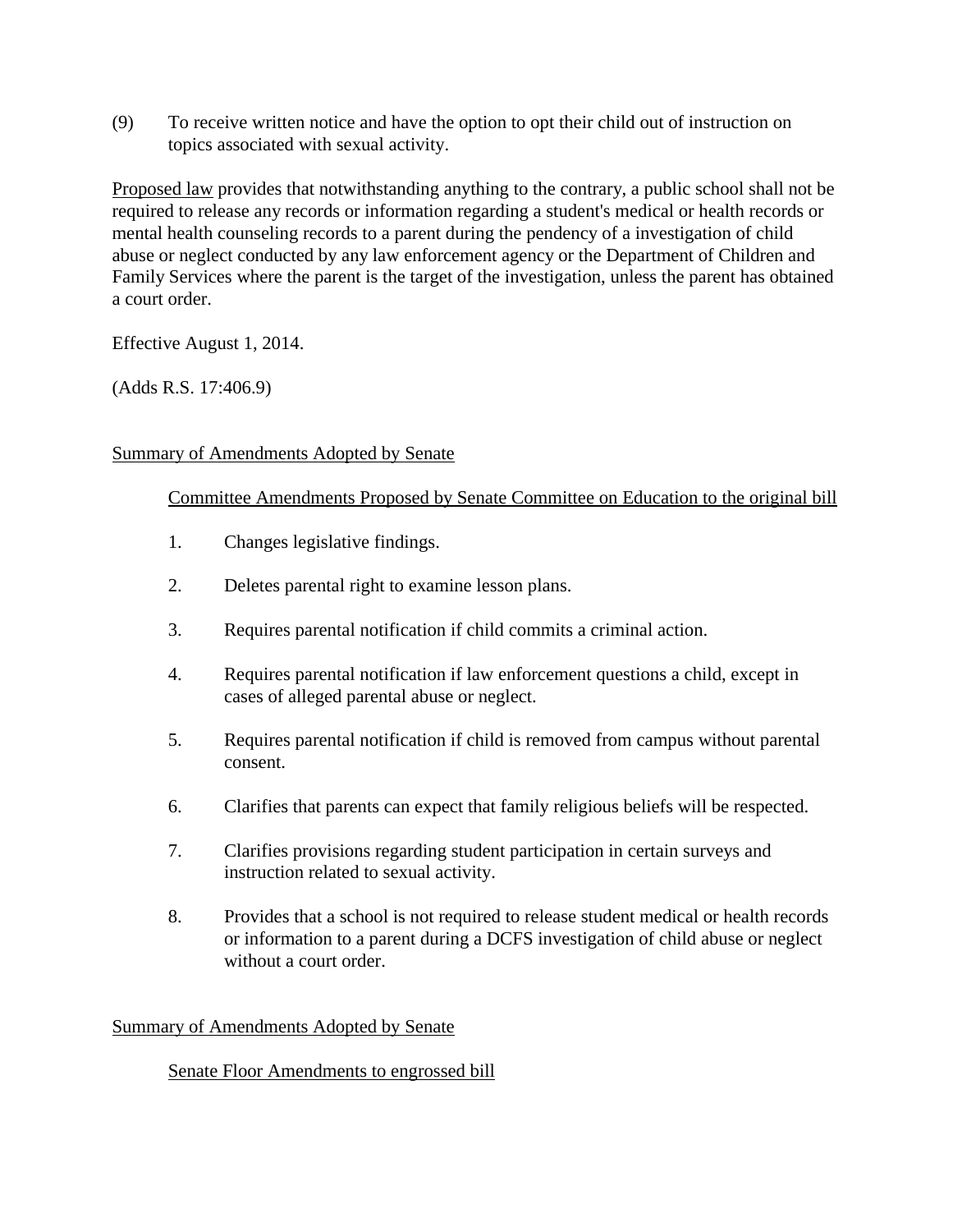(9) To receive written notice and have the option to opt their child out of instruction on topics associated with sexual activity.

Proposed law provides that notwithstanding anything to the contrary, a public school shall not be required to release any records or information regarding a student's medical or health records or mental health counseling records to a parent during the pendency of a investigation of child abuse or neglect conducted by any law enforcement agency or the Department of Children and Family Services where the parent is the target of the investigation, unless the parent has obtained a court order.

Effective August 1, 2014.

(Adds R.S. 17:406.9)

Summary of Amendments Adopted by Senate

Committee Amendments Proposed by Senate Committee on Education to the original bill

1. Changes legislative findings.
2. Deletes parental right to examine lesson plans.
3. Requires parental notification if child commits a criminal action.
4. Requires parental notification if law enforcement questions a child, except in cases of alleged parental abuse or neglect.
5. Requires parental notification if child is removed from campus without parental consent.
6. Clarifies that parents can expect that family religious beliefs will be respected.
7. Clarifies provisions regarding student participation in certain surveys and instruction related to sexual activity.
8. Provides that a school is not required to release student medical or health records or information to a parent during a DCFS investigation of child abuse or neglect without a court order.

Summary of Amendments Adopted by Senate

Senate Floor Amendments to engrossed bill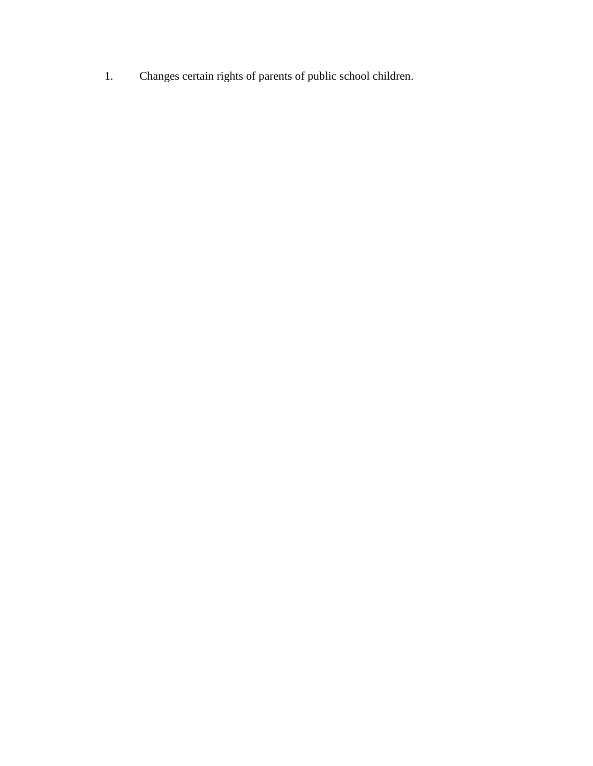1. Changes certain rights of parents of public school children.